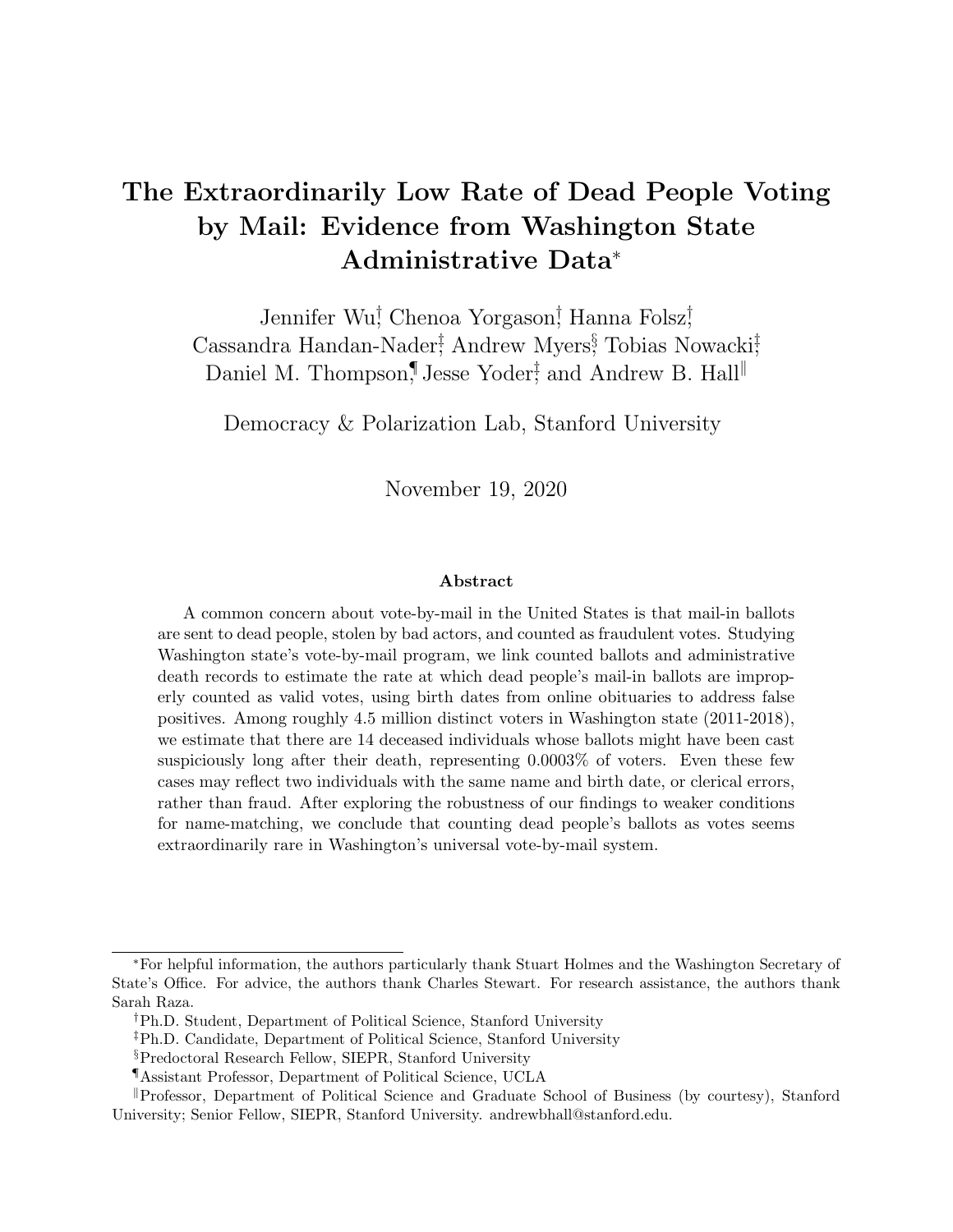# The Extraordinarily Low Rate of Dead People Voting by Mail: Evidence from Washington State Administrative Data[*]

Jennifer Wu[†], Chenoa Yorgason[†], Hanna Folsz[†], Cassandra Handan-Nader[‡], Andrew Myers[§], Tobias Nowacki[‡], Daniel M. Thompson[¶], Jesse Yoder[‡], and Andrew B. Hall[‖]

Democracy & Polarization Lab, Stanford University

November 19, 2020

### Abstract

A common concern about vote-by-mail in the United States is that mail-in ballots are sent to dead people, stolen by bad actors, and counted as fraudulent votes. Studying Washington state's vote-by-mail program, we link counted ballots and administrative death records to estimate the rate at which dead people's mail-in ballots are improperly counted as valid votes, using birth dates from online obituaries to address false positives. Among roughly 4.5 million distinct voters in Washington state (2011-2018), we estimate that there are 14 deceased individuals whose ballots might have been cast suspiciously long after their death, representing 0.0003% of voters. Even these few cases may reflect two individuals with the same name and birth date, or clerical errors, rather than fraud. After exploring the robustness of our findings to weaker conditions for name-matching, we conclude that counting dead people's ballots as votes seems extraordinarily rare in Washington's universal vote-by-mail system.

---

[*]For helpful information, the authors particularly thank Stuart Holmes and the Washington Secretary of State's Office. For advice, the authors thank Charles Stewart. For research assistance, the authors thank Sarah Raza.

[†]Ph.D. Student, Department of Political Science, Stanford University

[‡]Ph.D. Candidate, Department of Political Science, Stanford University

[§]Predoctoral Research Fellow, SIEPR, Stanford University

[¶]Assistant Professor, Department of Political Science, UCLA

[‖]Professor, Department of Political Science and Graduate School of Business (by courtesy), Stanford University; Senior Fellow, SIEPR, Stanford University. andrewbhall@stanford.edu.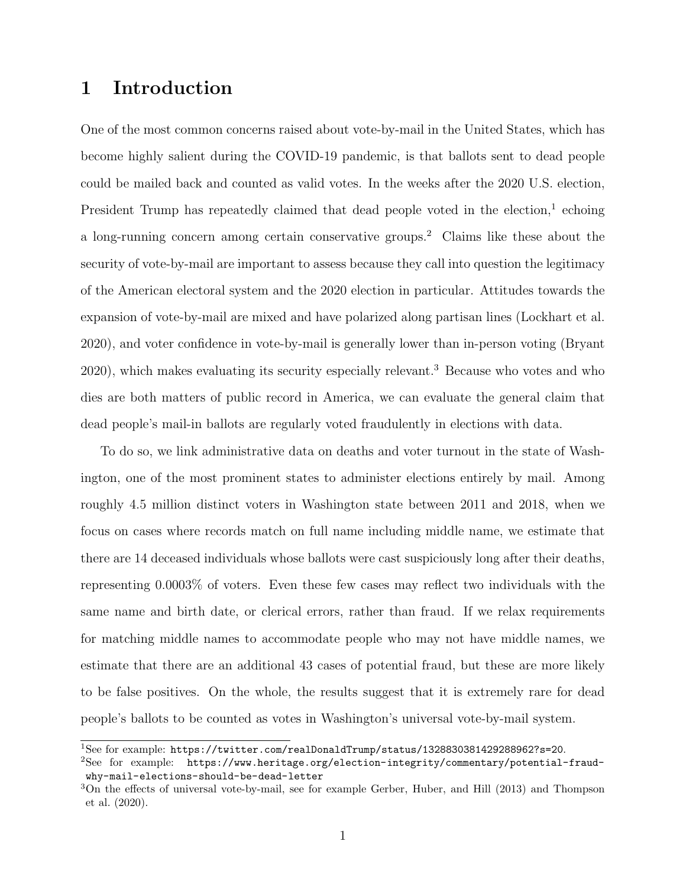# 1 Introduction

One of the most common concerns raised about vote-by-mail in the United States, which has become highly salient during the COVID-19 pandemic, is that ballots sent to dead people could be mailed back and counted as valid votes. In the weeks after the 2020 U.S. election, President Trump has repeatedly claimed that dead people voted in the election,[1] echoing a long-running concern among certain conservative groups.[2] Claims like these about the security of vote-by-mail are important to assess because they call into question the legitimacy of the American electoral system and the 2020 election in particular. Attitudes towards the expansion of vote-by-mail are mixed and have polarized along partisan lines (Lockhart et al. 2020), and voter confidence in vote-by-mail is generally lower than in-person voting (Bryant 2020), which makes evaluating its security especially relevant.[3] Because who votes and who dies are both matters of public record in America, we can evaluate the general claim that dead people's mail-in ballots are regularly voted fraudulently in elections with data.

To do so, we link administrative data on deaths and voter turnout in the state of Washington, one of the most prominent states to administer elections entirely by mail. Among roughly 4.5 million distinct voters in Washington state between 2011 and 2018, when we focus on cases where records match on full name including middle name, we estimate that there are 14 deceased individuals whose ballots were cast suspiciously long after their deaths, representing 0.0003% of voters. Even these few cases may reflect two individuals with the same name and birth date, or clerical errors, rather than fraud. If we relax requirements for matching middle names to accommodate people who may not have middle names, we estimate that there are an additional 43 cases of potential fraud, but these are more likely to be false positives. On the whole, the results suggest that it is extremely rare for dead people's ballots to be counted as votes in Washington's universal vote-by-mail system.

[1] See for example: https://twitter.com/realDonaldTrump/status/1328830381429288962?s=20.

[2] See for example: https://www.heritage.org/election-integrity/commentary/potential-fraud-why-mail-elections-should-be-dead-letter

[3] On the effects of universal vote-by-mail, see for example Gerber, Huber, and Hill (2013) and Thompson et al. (2020).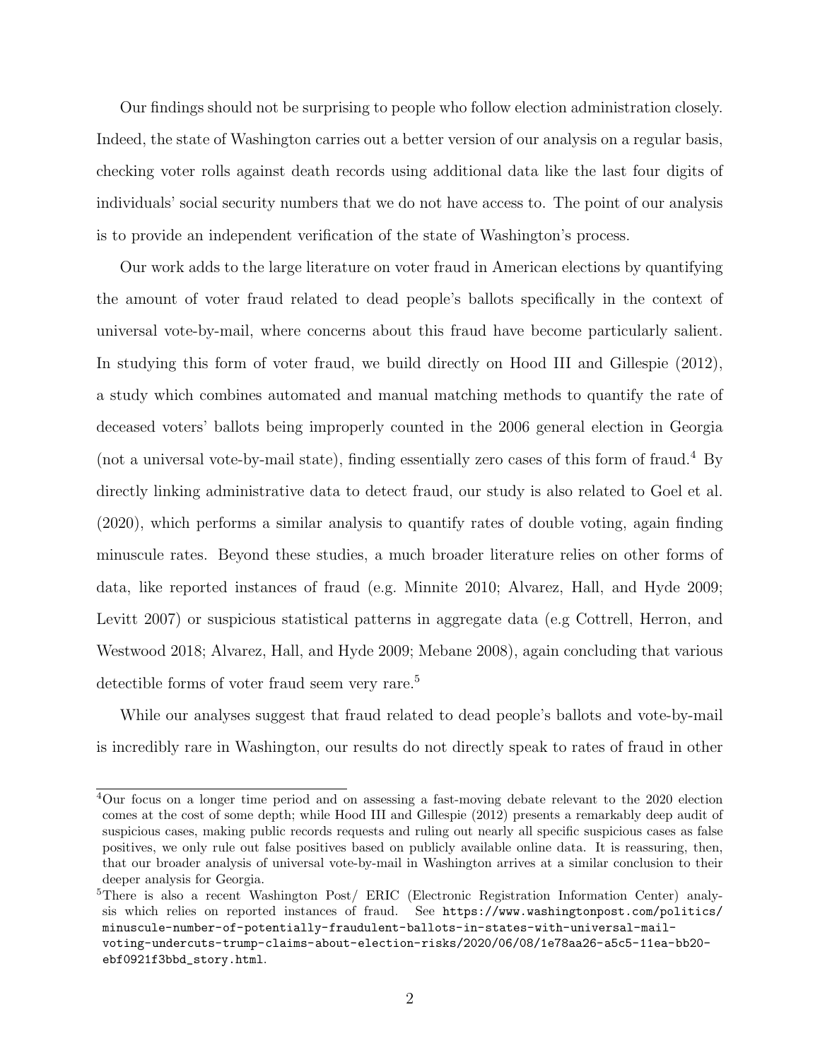Our findings should not be surprising to people who follow election administration closely. Indeed, the state of Washington carries out a better version of our analysis on a regular basis, checking voter rolls against death records using additional data like the last four digits of individuals' social security numbers that we do not have access to. The point of our analysis is to provide an independent verification of the state of Washington's process.

Our work adds to the large literature on voter fraud in American elections by quantifying the amount of voter fraud related to dead people's ballots specifically in the context of universal vote-by-mail, where concerns about this fraud have become particularly salient. In studying this form of voter fraud, we build directly on Hood III and Gillespie (2012), a study which combines automated and manual matching methods to quantify the rate of deceased voters' ballots being improperly counted in the 2006 general election in Georgia (not a universal vote-by-mail state), finding essentially zero cases of this form of fraud.[4] By directly linking administrative data to detect fraud, our study is also related to Goel et al. (2020), which performs a similar analysis to quantify rates of double voting, again finding minuscule rates. Beyond these studies, a much broader literature relies on other forms of data, like reported instances of fraud (e.g. Minnite 2010; Alvarez, Hall, and Hyde 2009; Levitt 2007) or suspicious statistical patterns in aggregate data (e.g Cottrell, Herron, and Westwood 2018; Alvarez, Hall, and Hyde 2009; Mebane 2008), again concluding that various detectible forms of voter fraud seem very rare.[5]

While our analyses suggest that fraud related to dead people's ballots and vote-by-mail is incredibly rare in Washington, our results do not directly speak to rates of fraud in other

[4] Our focus on a longer time period and on assessing a fast-moving debate relevant to the 2020 election comes at the cost of some depth; while Hood III and Gillespie (2012) presents a remarkably deep audit of suspicious cases, making public records requests and ruling out nearly all specific suspicious cases as false positives, we only rule out false positives based on publicly available online data. It is reassuring, then, that our broader analysis of universal vote-by-mail in Washington arrives at a similar conclusion to their deeper analysis for Georgia.

[5] There is also a recent Washington Post/ ERIC (Electronic Registration Information Center) analysis which relies on reported instances of fraud. See https://www.washingtonpost.com/politics/minuscule-number-of-potentially-fraudulent-ballots-in-states-with-universal-mail-voting-undercuts-trump-claims-about-election-risks/2020/06/08/1e78aa26-a5c5-11ea-bb20-ebf0921f3bbd_story.html.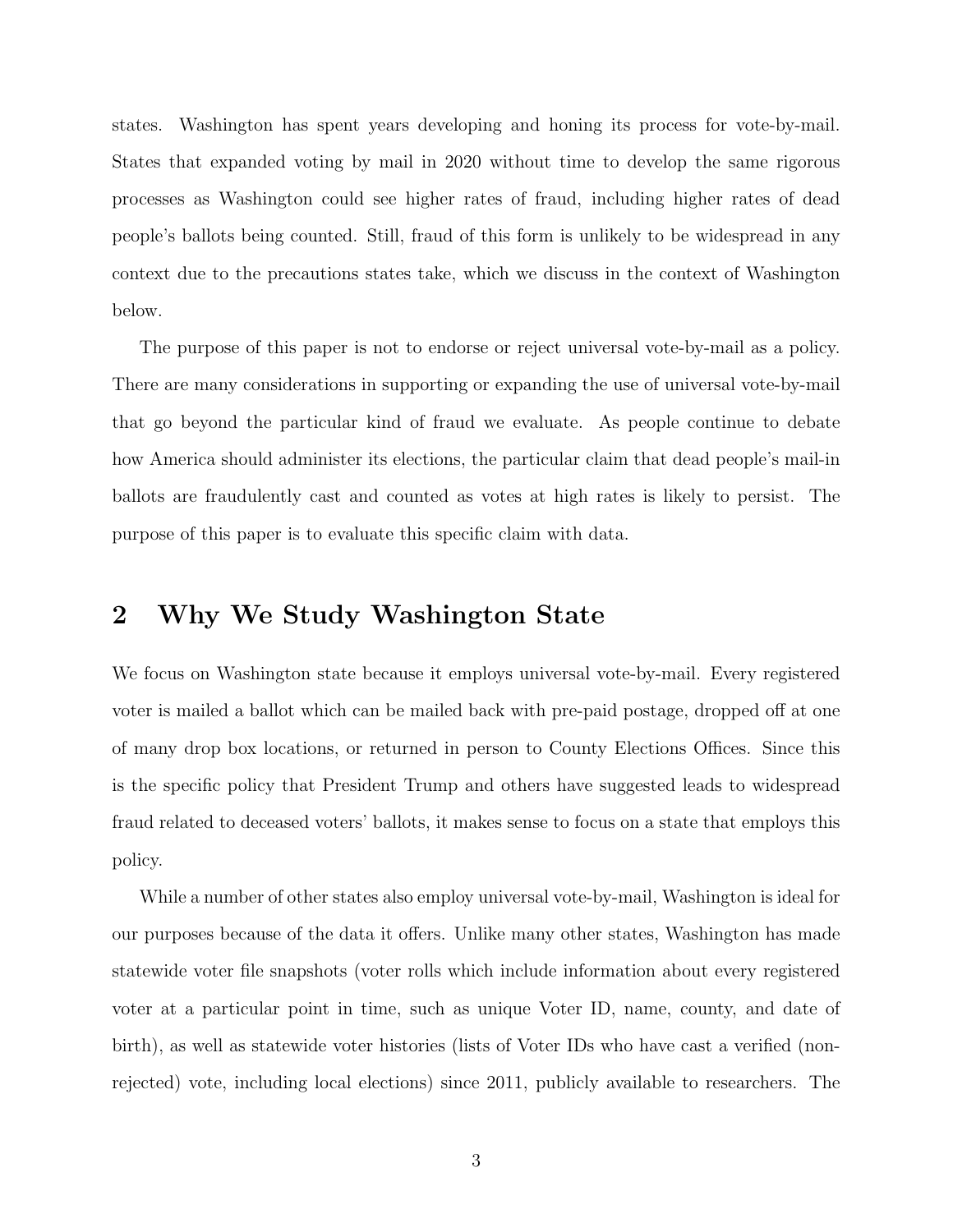states. Washington has spent years developing and honing its process for vote-by-mail. States that expanded voting by mail in 2020 without time to develop the same rigorous processes as Washington could see higher rates of fraud, including higher rates of dead people's ballots being counted. Still, fraud of this form is unlikely to be widespread in any context due to the precautions states take, which we discuss in the context of Washington below.

The purpose of this paper is not to endorse or reject universal vote-by-mail as a policy. There are many considerations in supporting or expanding the use of universal vote-by-mail that go beyond the particular kind of fraud we evaluate. As people continue to debate how America should administer its elections, the particular claim that dead people's mail-in ballots are fraudulently cast and counted as votes at high rates is likely to persist. The purpose of this paper is to evaluate this specific claim with data.

## 2 Why We Study Washington State

We focus on Washington state because it employs universal vote-by-mail. Every registered voter is mailed a ballot which can be mailed back with pre-paid postage, dropped off at one of many drop box locations, or returned in person to County Elections Offices. Since this is the specific policy that President Trump and others have suggested leads to widespread fraud related to deceased voters' ballots, it makes sense to focus on a state that employs this policy.

While a number of other states also employ universal vote-by-mail, Washington is ideal for our purposes because of the data it offers. Unlike many other states, Washington has made statewide voter file snapshots (voter rolls which include information about every registered voter at a particular point in time, such as unique Voter ID, name, county, and date of birth), as well as statewide voter histories (lists of Voter IDs who have cast a verified (non-rejected) vote, including local elections) since 2011, publicly available to researchers. The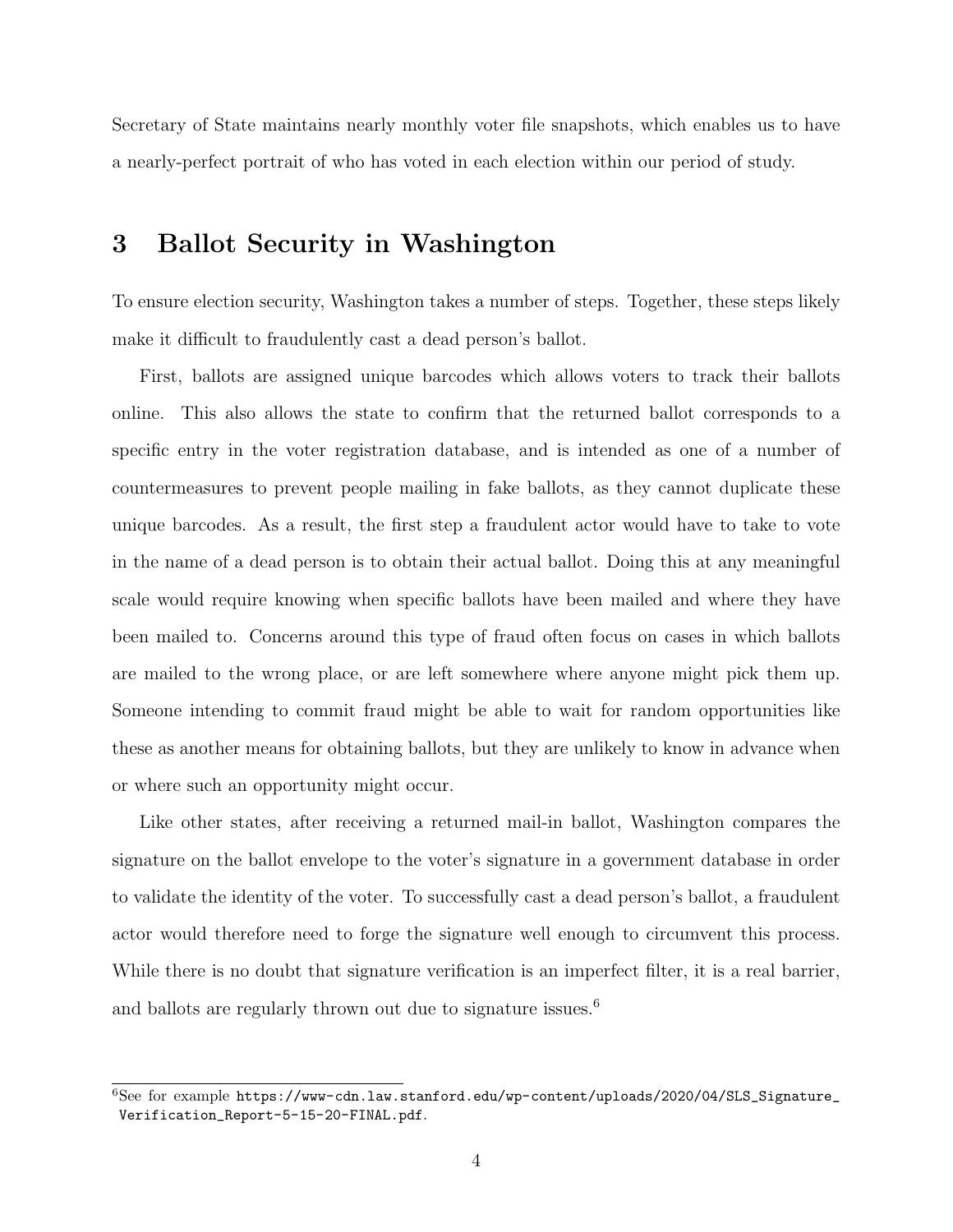Secretary of State maintains nearly monthly voter file snapshots, which enables us to have a nearly-perfect portrait of who has voted in each election within our period of study.

## 3 Ballot Security in Washington

To ensure election security, Washington takes a number of steps. Together, these steps likely make it difficult to fraudulently cast a dead person's ballot.

First, ballots are assigned unique barcodes which allows voters to track their ballots online. This also allows the state to confirm that the returned ballot corresponds to a specific entry in the voter registration database, and is intended as one of a number of countermeasures to prevent people mailing in fake ballots, as they cannot duplicate these unique barcodes. As a result, the first step a fraudulent actor would have to take to vote in the name of a dead person is to obtain their actual ballot. Doing this at any meaningful scale would require knowing when specific ballots have been mailed and where they have been mailed to. Concerns around this type of fraud often focus on cases in which ballots are mailed to the wrong place, or are left somewhere where anyone might pick them up. Someone intending to commit fraud might be able to wait for random opportunities like these as another means for obtaining ballots, but they are unlikely to know in advance when or where such an opportunity might occur.

Like other states, after receiving a returned mail-in ballot, Washington compares the signature on the ballot envelope to the voter's signature in a government database in order to validate the identity of the voter. To successfully cast a dead person's ballot, a fraudulent actor would therefore need to forge the signature well enough to circumvent this process. While there is no doubt that signature verification is an imperfect filter, it is a real barrier, and ballots are regularly thrown out due to signature issues.[6]

---

[6] See for example `https://www-cdn.law.stanford.edu/wp-content/uploads/2020/04/SLS_Signature_Verification_Report-5-15-20-FINAL.pdf`.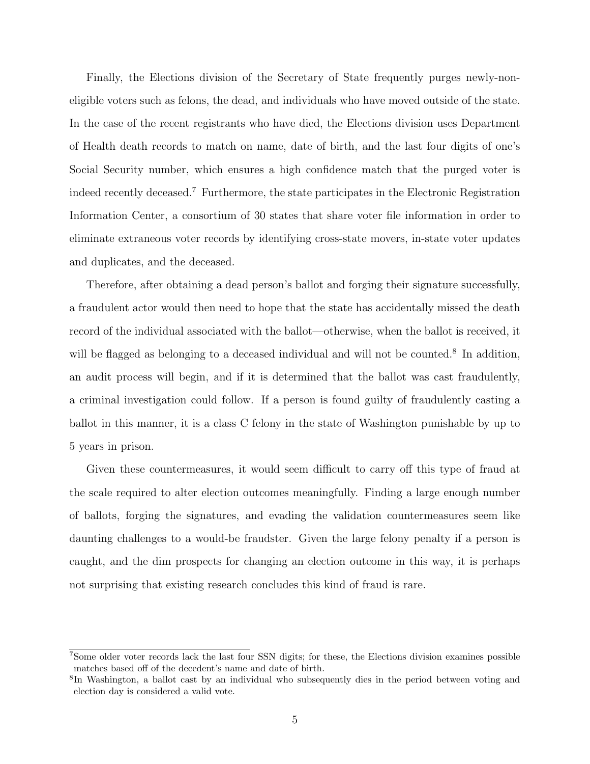Finally, the Elections division of the Secretary of State frequently purges newly-non-eligible voters such as felons, the dead, and individuals who have moved outside of the state. In the case of the recent registrants who have died, the Elections division uses Department of Health death records to match on name, date of birth, and the last four digits of one's Social Security number, which ensures a high confidence match that the purged voter is indeed recently deceased.[7] Furthermore, the state participates in the Electronic Registration Information Center, a consortium of 30 states that share voter file information in order to eliminate extraneous voter records by identifying cross-state movers, in-state voter updates and duplicates, and the deceased.

Therefore, after obtaining a dead person's ballot and forging their signature successfully, a fraudulent actor would then need to hope that the state has accidentally missed the death record of the individual associated with the ballot—otherwise, when the ballot is received, it will be flagged as belonging to a deceased individual and will not be counted.[8] In addition, an audit process will begin, and if it is determined that the ballot was cast fraudulently, a criminal investigation could follow. If a person is found guilty of fraudulently casting a ballot in this manner, it is a class C felony in the state of Washington punishable by up to 5 years in prison.

Given these countermeasures, it would seem difficult to carry off this type of fraud at the scale required to alter election outcomes meaningfully. Finding a large enough number of ballots, forging the signatures, and evading the validation countermeasures seem like daunting challenges to a would-be fraudster. Given the large felony penalty if a person is caught, and the dim prospects for changing an election outcome in this way, it is perhaps not surprising that existing research concludes this kind of fraud is rare.

[7] Some older voter records lack the last four SSN digits; for these, the Elections division examines possible matches based off of the decedent's name and date of birth.

[8] In Washington, a ballot cast by an individual who subsequently dies in the period between voting and election day is considered a valid vote.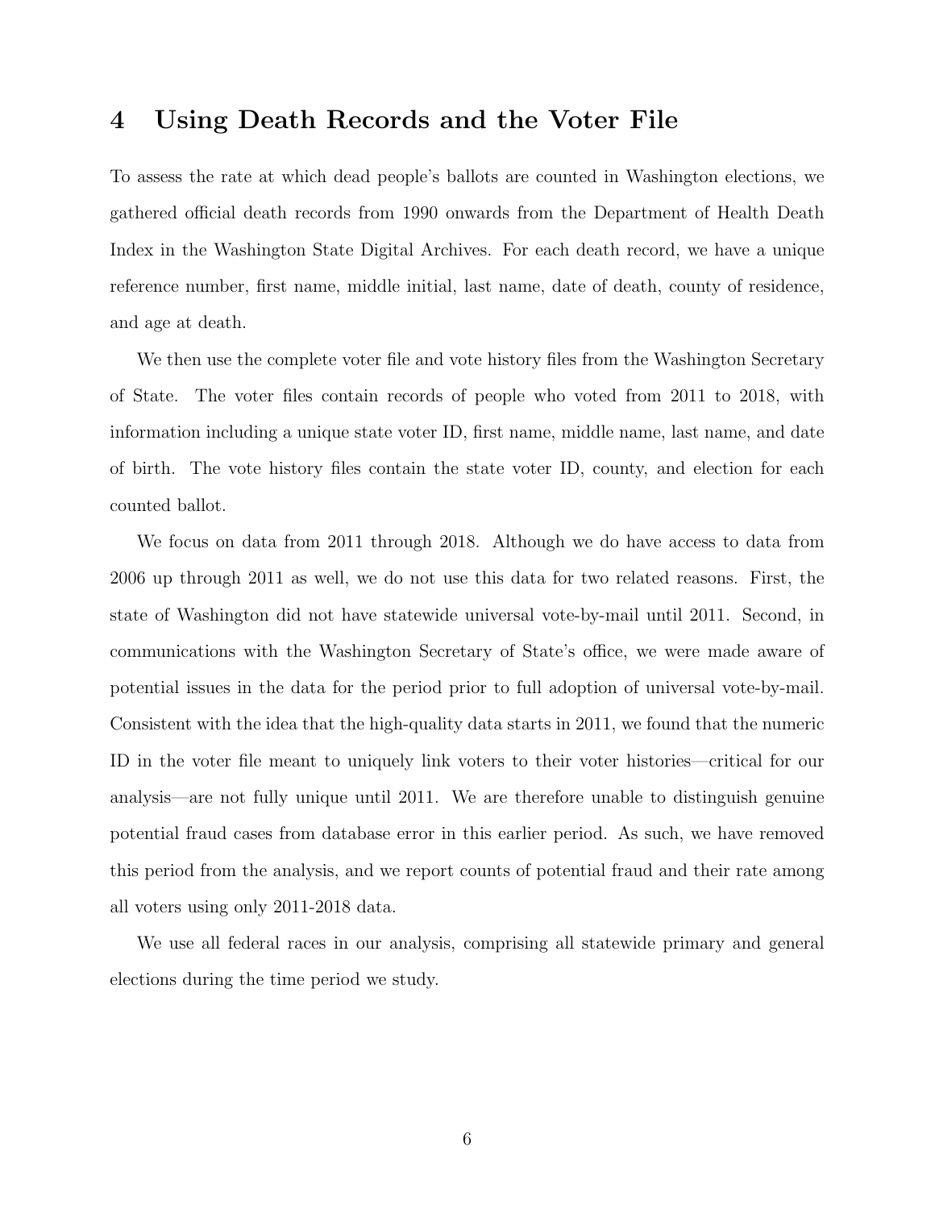# 4 Using Death Records and the Voter File

To assess the rate at which dead people's ballots are counted in Washington elections, we gathered official death records from 1990 onwards from the Department of Health Death Index in the Washington State Digital Archives. For each death record, we have a unique reference number, first name, middle initial, last name, date of death, county of residence, and age at death.

We then use the complete voter file and vote history files from the Washington Secretary of State. The voter files contain records of people who voted from 2011 to 2018, with information including a unique state voter ID, first name, middle name, last name, and date of birth. The vote history files contain the state voter ID, county, and election for each counted ballot.

We focus on data from 2011 through 2018. Although we do have access to data from 2006 up through 2011 as well, we do not use this data for two related reasons. First, the state of Washington did not have statewide universal vote-by-mail until 2011. Second, in communications with the Washington Secretary of State's office, we were made aware of potential issues in the data for the period prior to full adoption of universal vote-by-mail. Consistent with the idea that the high-quality data starts in 2011, we found that the numeric ID in the voter file meant to uniquely link voters to their voter histories—critical for our analysis—are not fully unique until 2011. We are therefore unable to distinguish genuine potential fraud cases from database error in this earlier period. As such, we have removed this period from the analysis, and we report counts of potential fraud and their rate among all voters using only 2011-2018 data.

We use all federal races in our analysis, comprising all statewide primary and general elections during the time period we study.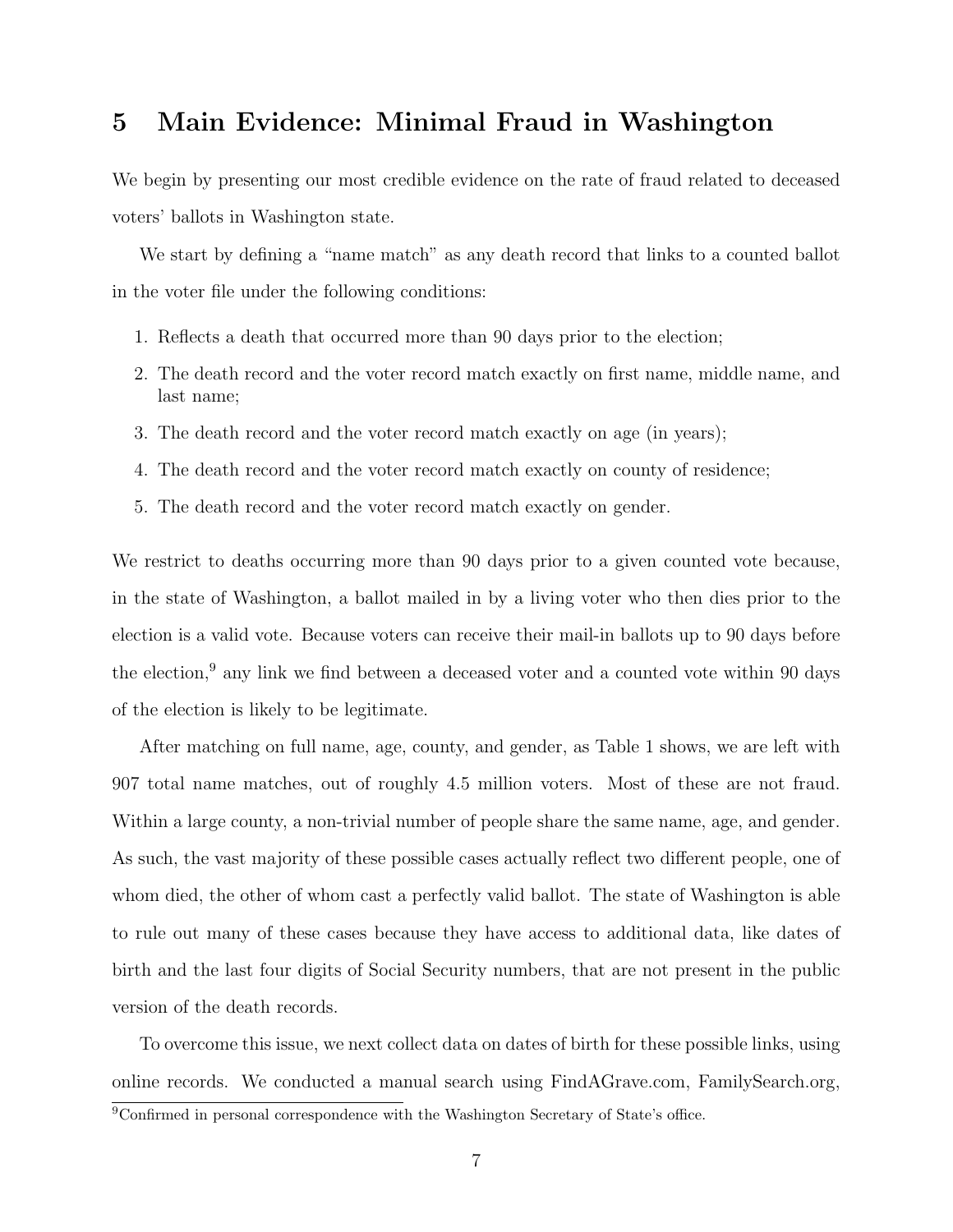## 5 Main Evidence: Minimal Fraud in Washington

We begin by presenting our most credible evidence on the rate of fraud related to deceased voters' ballots in Washington state.

We start by defining a "name match" as any death record that links to a counted ballot in the voter file under the following conditions:

1. Reflects a death that occurred more than 90 days prior to the election;
2. The death record and the voter record match exactly on first name, middle name, and last name;
3. The death record and the voter record match exactly on age (in years);
4. The death record and the voter record match exactly on county of residence;
5. The death record and the voter record match exactly on gender.

We restrict to deaths occurring more than 90 days prior to a given counted vote because, in the state of Washington, a ballot mailed in by a living voter who then dies prior to the election is a valid vote. Because voters can receive their mail-in ballots up to 90 days before the election,[9] any link we find between a deceased voter and a counted vote within 90 days of the election is likely to be legitimate.

After matching on full name, age, county, and gender, as Table 1 shows, we are left with 907 total name matches, out of roughly 4.5 million voters. Most of these are not fraud. Within a large county, a non-trivial number of people share the same name, age, and gender. As such, the vast majority of these possible cases actually reflect two different people, one of whom died, the other of whom cast a perfectly valid ballot. The state of Washington is able to rule out many of these cases because they have access to additional data, like dates of birth and the last four digits of Social Security numbers, that are not present in the public version of the death records.

To overcome this issue, we next collect data on dates of birth for these possible links, using online records. We conducted a manual search using FindAGrave.com, FamilySearch.org,

[9] Confirmed in personal correspondence with the Washington Secretary of State's office.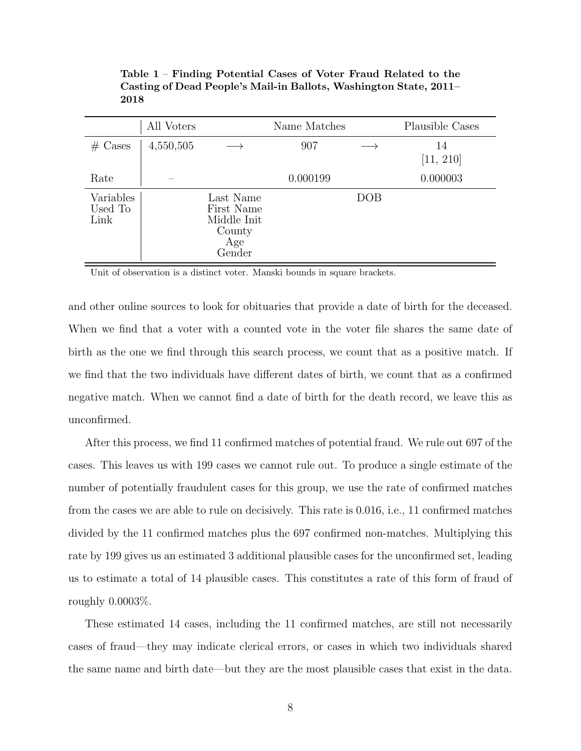**Table 1 – Finding Potential Cases of Voter Fraud Related to the Casting of Dead People's Mail-in Ballots, Washington State, 2011–2018**

| | All Voters | | Name Matches | | Plausible Cases |
|---|---|---|---|---|---|
| # Cases | 4,550,505 | ⟶ | 907 | ⟶ | 14 [11, 210] |
| Rate | – | | 0.000199 | | 0.000003 |
| Variables Used To Link | | Last Name First Name Middle Init County Age Gender | | DOB | |

Unit of observation is a distinct voter. Manski bounds in square brackets.

and other online sources to look for obituaries that provide a date of birth for the deceased. When we find that a voter with a counted vote in the voter file shares the same date of birth as the one we find through this search process, we count that as a positive match. If we find that the two individuals have different dates of birth, we count that as a confirmed negative match. When we cannot find a date of birth for the death record, we leave this as unconfirmed.

After this process, we find 11 confirmed matches of potential fraud. We rule out 697 of the cases. This leaves us with 199 cases we cannot rule out. To produce a single estimate of the number of potentially fraudulent cases for this group, we use the rate of confirmed matches from the cases we are able to rule on decisively. This rate is 0.016, i.e., 11 confirmed matches divided by the 11 confirmed matches plus the 697 confirmed non-matches. Multiplying this rate by 199 gives us an estimated 3 additional plausible cases for the unconfirmed set, leading us to estimate a total of 14 plausible cases. This constitutes a rate of this form of fraud of roughly 0.0003%.

These estimated 14 cases, including the 11 confirmed matches, are still not necessarily cases of fraud—they may indicate clerical errors, or cases in which two individuals shared the same name and birth date—but they are the most plausible cases that exist in the data.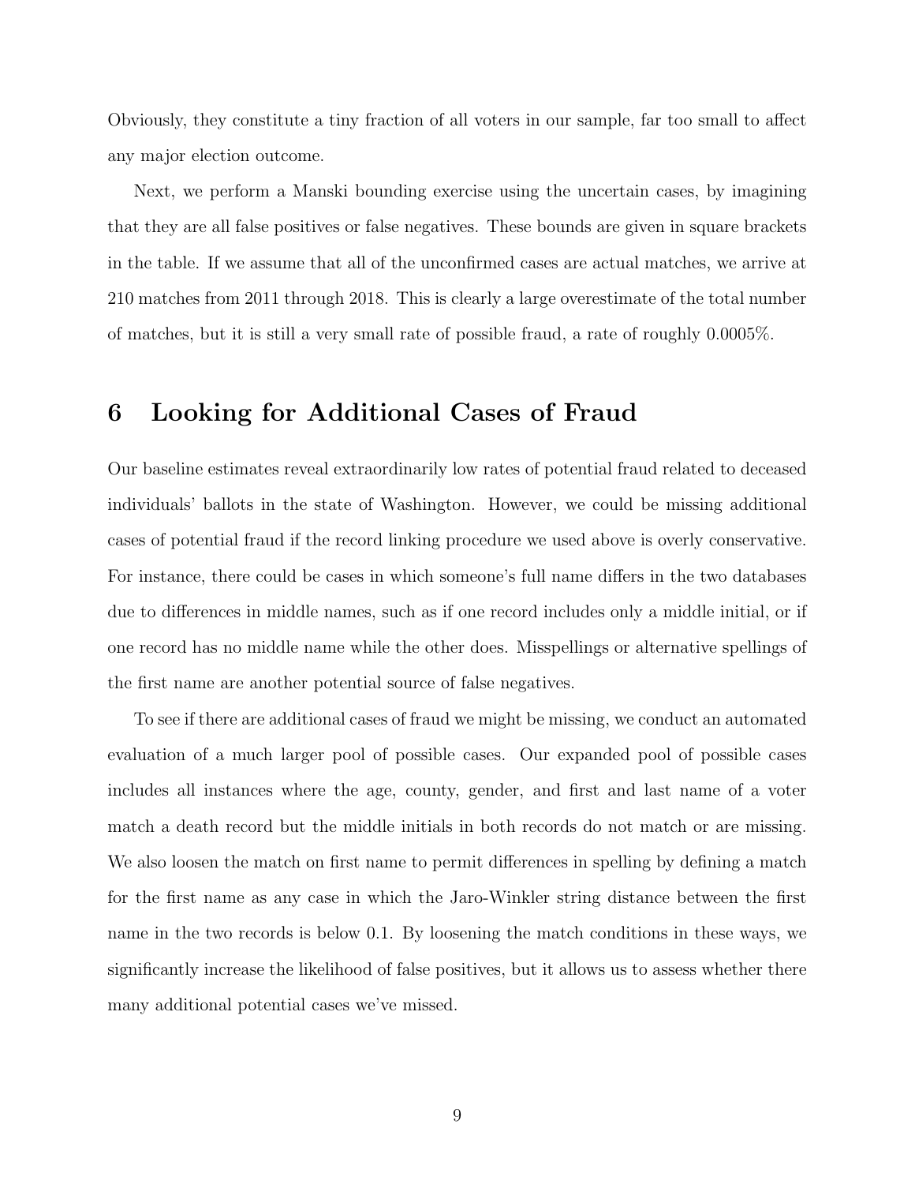Obviously, they constitute a tiny fraction of all voters in our sample, far too small to affect any major election outcome.

Next, we perform a Manski bounding exercise using the uncertain cases, by imagining that they are all false positives or false negatives. These bounds are given in square brackets in the table. If we assume that all of the unconfirmed cases are actual matches, we arrive at 210 matches from 2011 through 2018. This is clearly a large overestimate of the total number of matches, but it is still a very small rate of possible fraud, a rate of roughly 0.0005%.

# 6 Looking for Additional Cases of Fraud

Our baseline estimates reveal extraordinarily low rates of potential fraud related to deceased individuals' ballots in the state of Washington. However, we could be missing additional cases of potential fraud if the record linking procedure we used above is overly conservative. For instance, there could be cases in which someone's full name differs in the two databases due to differences in middle names, such as if one record includes only a middle initial, or if one record has no middle name while the other does. Misspellings or alternative spellings of the first name are another potential source of false negatives.

To see if there are additional cases of fraud we might be missing, we conduct an automated evaluation of a much larger pool of possible cases. Our expanded pool of possible cases includes all instances where the age, county, gender, and first and last name of a voter match a death record but the middle initials in both records do not match or are missing. We also loosen the match on first name to permit differences in spelling by defining a match for the first name as any case in which the Jaro-Winkler string distance between the first name in the two records is below 0.1. By loosening the match conditions in these ways, we significantly increase the likelihood of false positives, but it allows us to assess whether there many additional potential cases we've missed.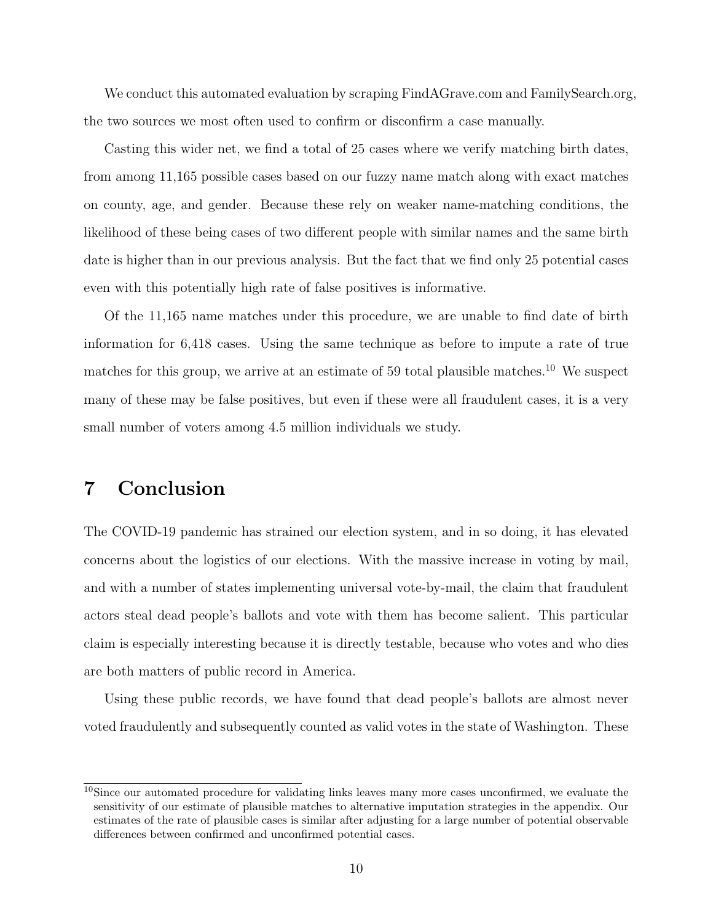We conduct this automated evaluation by scraping FindAGrave.com and FamilySearch.org, the two sources we most often used to confirm or disconfirm a case manually.

Casting this wider net, we find a total of 25 cases where we verify matching birth dates, from among 11,165 possible cases based on our fuzzy name match along with exact matches on county, age, and gender. Because these rely on weaker name-matching conditions, the likelihood of these being cases of two different people with similar names and the same birth date is higher than in our previous analysis. But the fact that we find only 25 potential cases even with this potentially high rate of false positives is informative.

Of the 11,165 name matches under this procedure, we are unable to find date of birth information for 6,418 cases. Using the same technique as before to impute a rate of true matches for this group, we arrive at an estimate of 59 total plausible matches.[10] We suspect many of these may be false positives, but even if these were all fraudulent cases, it is a very small number of voters among 4.5 million individuals we study.

## 7 Conclusion

The COVID-19 pandemic has strained our election system, and in so doing, it has elevated concerns about the logistics of our elections. With the massive increase in voting by mail, and with a number of states implementing universal vote-by-mail, the claim that fraudulent actors steal dead people's ballots and vote with them has become salient. This particular claim is especially interesting because it is directly testable, because who votes and who dies are both matters of public record in America.

Using these public records, we have found that dead people's ballots are almost never voted fraudulently and subsequently counted as valid votes in the state of Washington. These

[10] Since our automated procedure for validating links leaves many more cases unconfirmed, we evaluate the sensitivity of our estimate of plausible matches to alternative imputation strategies in the appendix. Our estimates of the rate of plausible cases is similar after adjusting for a large number of potential observable differences between confirmed and unconfirmed potential cases.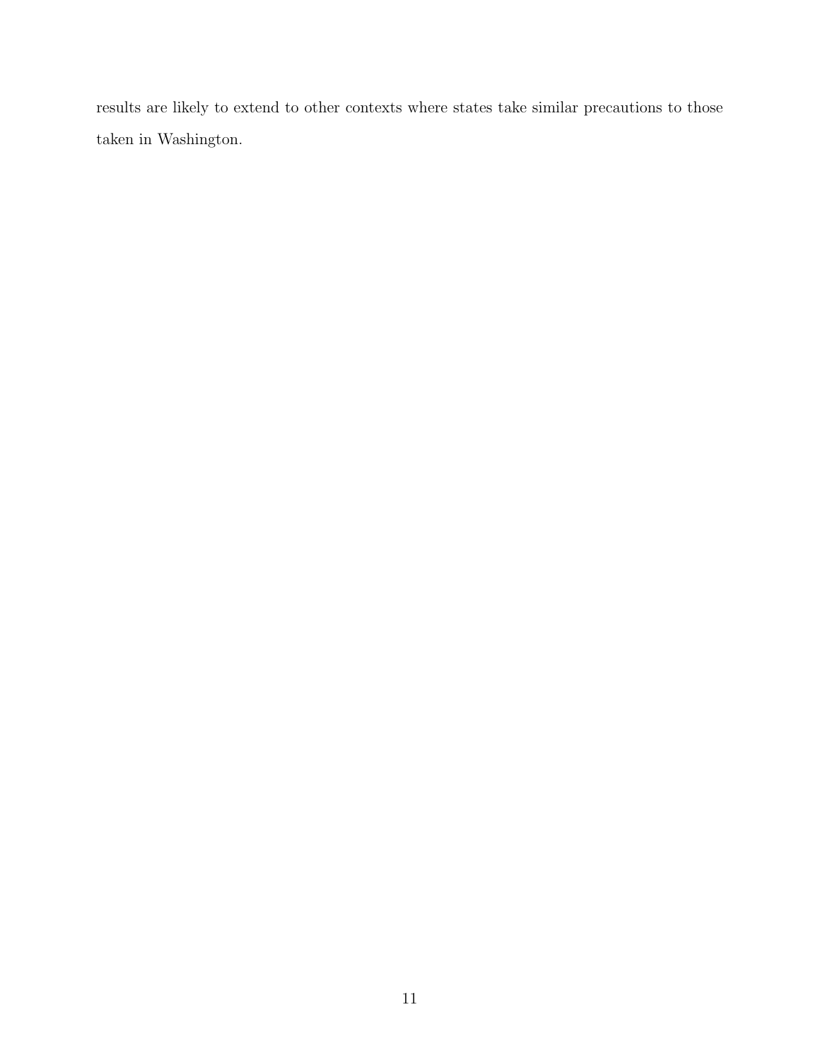results are likely to extend to other contexts where states take similar precautions to those taken in Washington.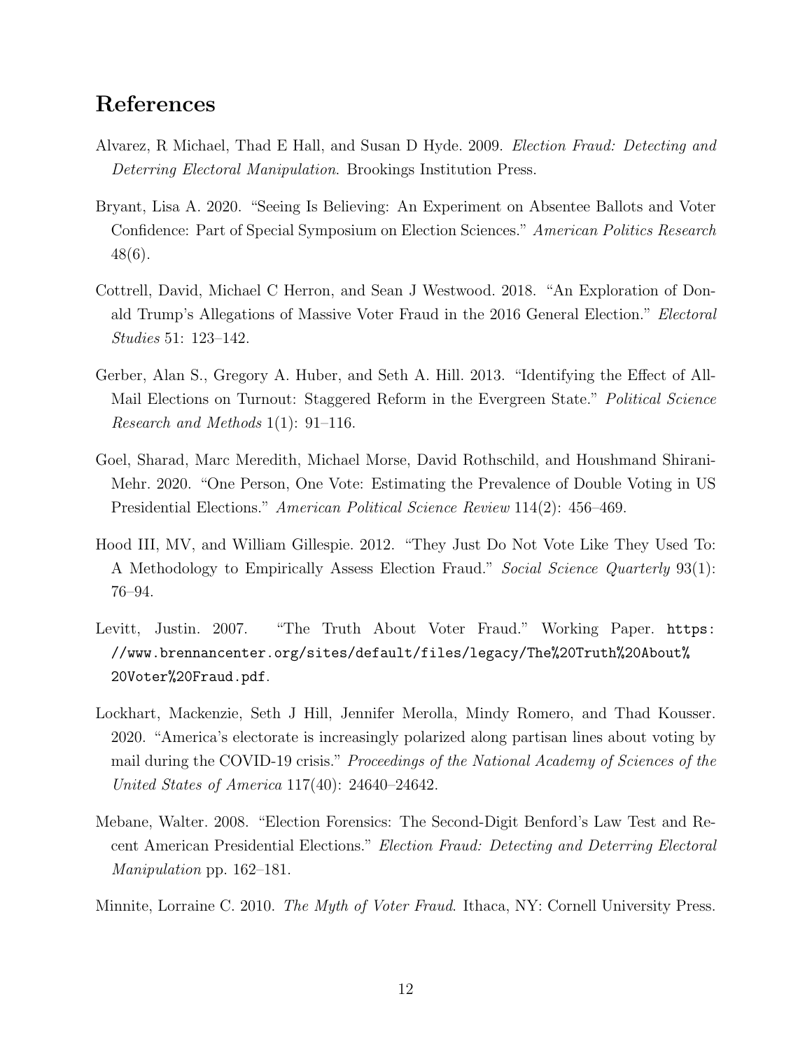## References

Alvarez, R Michael, Thad E Hall, and Susan D Hyde. 2009. *Election Fraud: Detecting and Deterring Electoral Manipulation*. Brookings Institution Press.

Bryant, Lisa A. 2020. "Seeing Is Believing: An Experiment on Absentee Ballots and Voter Confidence: Part of Special Symposium on Election Sciences." *American Politics Research* 48(6).

Cottrell, David, Michael C Herron, and Sean J Westwood. 2018. "An Exploration of Donald Trump's Allegations of Massive Voter Fraud in the 2016 General Election." *Electoral Studies* 51: 123–142.

Gerber, Alan S., Gregory A. Huber, and Seth A. Hill. 2013. "Identifying the Effect of All-Mail Elections on Turnout: Staggered Reform in the Evergreen State." *Political Science Research and Methods* 1(1): 91–116.

Goel, Sharad, Marc Meredith, Michael Morse, David Rothschild, and Houshmand Shirani-Mehr. 2020. "One Person, One Vote: Estimating the Prevalence of Double Voting in US Presidential Elections." *American Political Science Review* 114(2): 456–469.

Hood III, MV, and William Gillespie. 2012. "They Just Do Not Vote Like They Used To: A Methodology to Empirically Assess Election Fraud." *Social Science Quarterly* 93(1): 76–94.

Levitt, Justin. 2007. "The Truth About Voter Fraud." Working Paper. `https://www.brennancenter.org/sites/default/files/legacy/The%20Truth%20About%20Voter%20Fraud.pdf`.

Lockhart, Mackenzie, Seth J Hill, Jennifer Merolla, Mindy Romero, and Thad Kousser. 2020. "America's electorate is increasingly polarized along partisan lines about voting by mail during the COVID-19 crisis." *Proceedings of the National Academy of Sciences of the United States of America* 117(40): 24640–24642.

Mebane, Walter. 2008. "Election Forensics: The Second-Digit Benford's Law Test and Recent American Presidential Elections." *Election Fraud: Detecting and Deterring Electoral Manipulation* pp. 162–181.

Minnite, Lorraine C. 2010. *The Myth of Voter Fraud*. Ithaca, NY: Cornell University Press.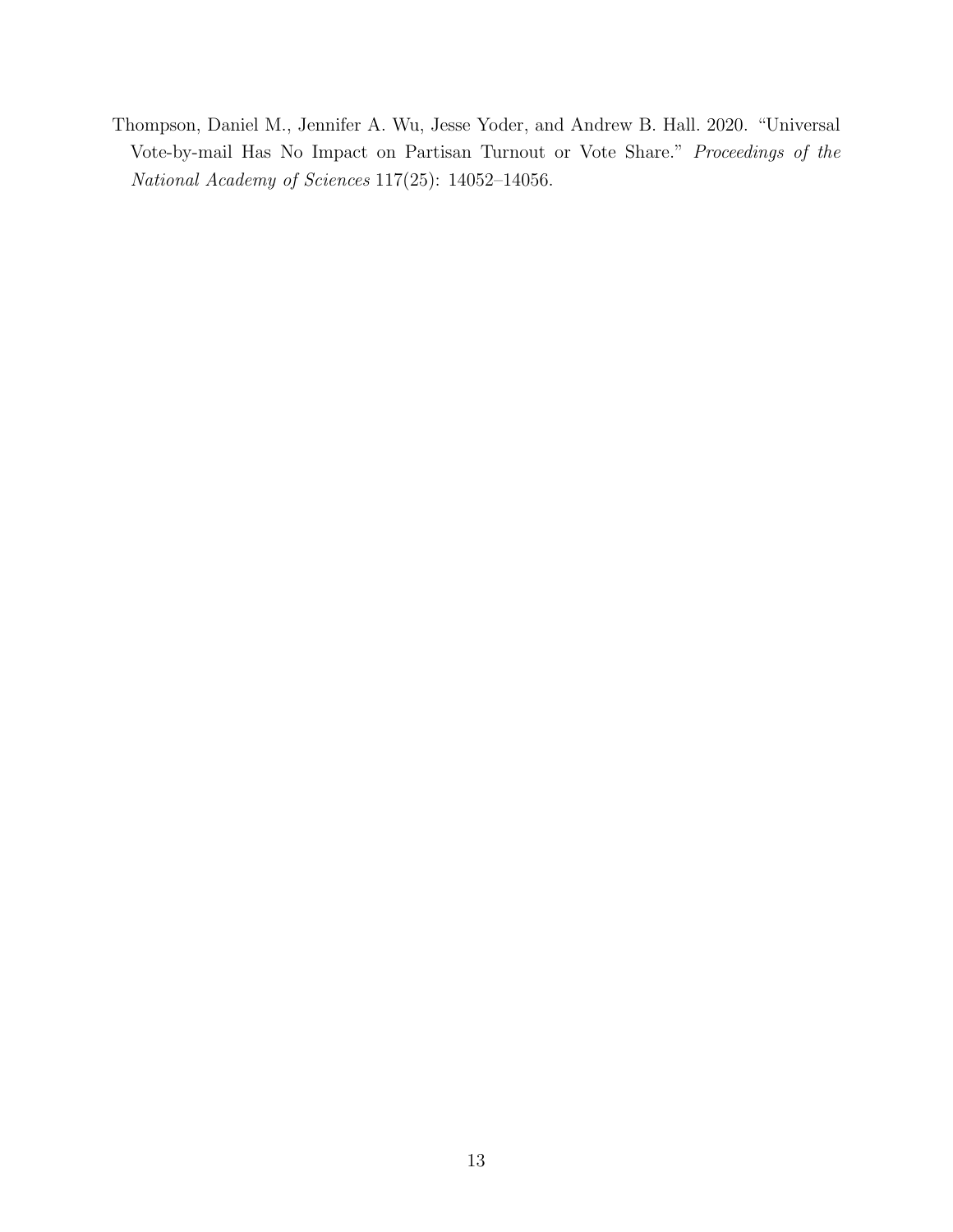Thompson, Daniel M., Jennifer A. Wu, Jesse Yoder, and Andrew B. Hall. 2020. "Universal Vote-by-mail Has No Impact on Partisan Turnout or Vote Share." *Proceedings of the National Academy of Sciences* 117(25): 14052–14056.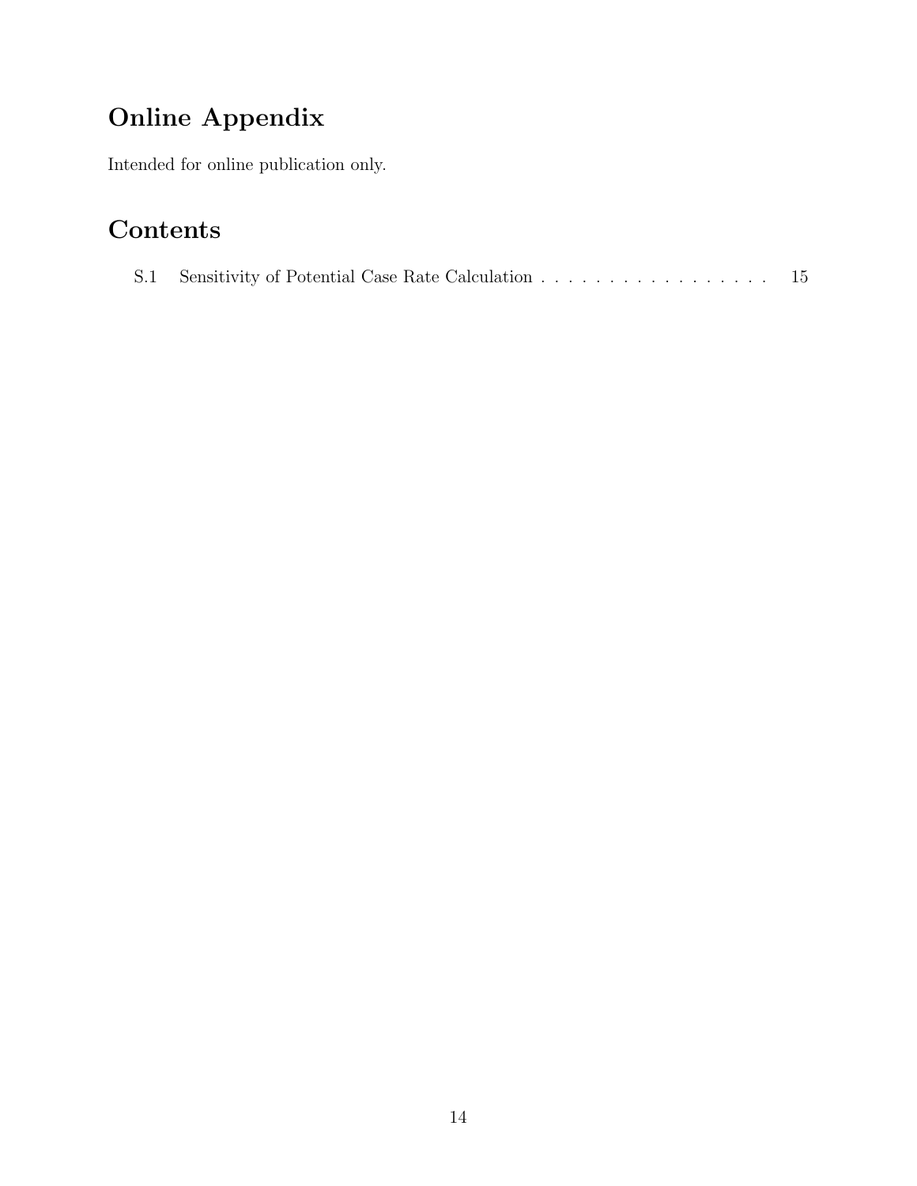# Online Appendix

Intended for online publication only.

# Contents

S.1 Sensitivity of Potential Case Rate Calculation . . . . . . . . . . . . . . . . . . 15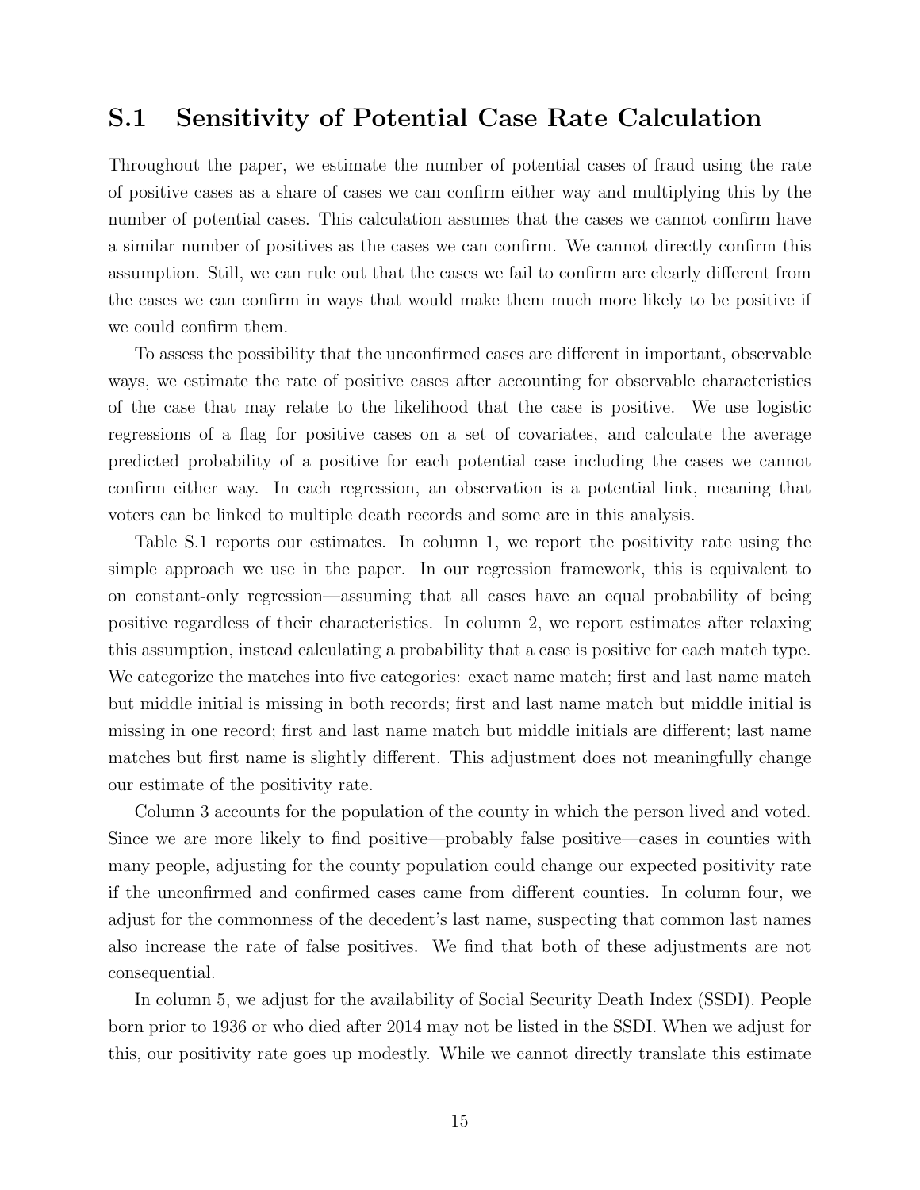## S.1 Sensitivity of Potential Case Rate Calculation

Throughout the paper, we estimate the number of potential cases of fraud using the rate of positive cases as a share of cases we can confirm either way and multiplying this by the number of potential cases. This calculation assumes that the cases we cannot confirm have a similar number of positives as the cases we can confirm. We cannot directly confirm this assumption. Still, we can rule out that the cases we fail to confirm are clearly different from the cases we can confirm in ways that would make them much more likely to be positive if we could confirm them.

To assess the possibility that the unconfirmed cases are different in important, observable ways, we estimate the rate of positive cases after accounting for observable characteristics of the case that may relate to the likelihood that the case is positive. We use logistic regressions of a flag for positive cases on a set of covariates, and calculate the average predicted probability of a positive for each potential case including the cases we cannot confirm either way. In each regression, an observation is a potential link, meaning that voters can be linked to multiple death records and some are in this analysis.

Table S.1 reports our estimates. In column 1, we report the positivity rate using the simple approach we use in the paper. In our regression framework, this is equivalent to on constant-only regression—assuming that all cases have an equal probability of being positive regardless of their characteristics. In column 2, we report estimates after relaxing this assumption, instead calculating a probability that a case is positive for each match type. We categorize the matches into five categories: exact name match; first and last name match but middle initial is missing in both records; first and last name match but middle initial is missing in one record; first and last name match but middle initials are different; last name matches but first name is slightly different. This adjustment does not meaningfully change our estimate of the positivity rate.

Column 3 accounts for the population of the county in which the person lived and voted. Since we are more likely to find positive—probably false positive—cases in counties with many people, adjusting for the county population could change our expected positivity rate if the unconfirmed and confirmed cases came from different counties. In column four, we adjust for the commonness of the decedent's last name, suspecting that common last names also increase the rate of false positives. We find that both of these adjustments are not consequential.

In column 5, we adjust for the availability of Social Security Death Index (SSDI). People born prior to 1936 or who died after 2014 may not be listed in the SSDI. When we adjust for this, our positivity rate goes up modestly. While we cannot directly translate this estimate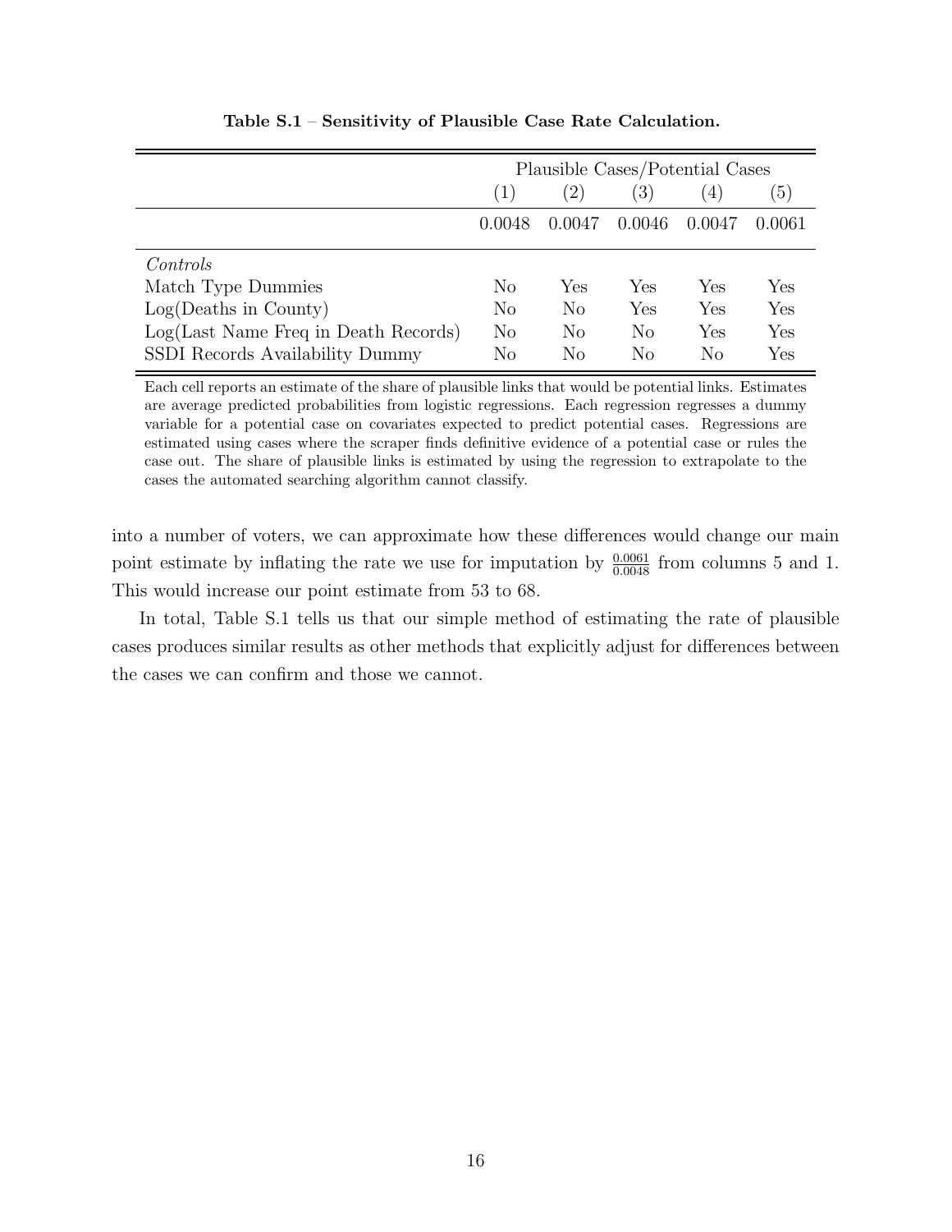**Table S.1** – **Sensitivity of Plausible Case Rate Calculation.**

| | Plausible Cases/Potential Cases | | | | |
|---|---|---|---|---|---|
| | (1) | (2) | (3) | (4) | (5) |
| | 0.0048 | 0.0047 | 0.0046 | 0.0047 | 0.0061 |
| *Controls* | | | | | |
| Match Type Dummies | No | Yes | Yes | Yes | Yes |
| Log(Deaths in County) | No | No | Yes | Yes | Yes |
| Log(Last Name Freq in Death Records) | No | No | No | Yes | Yes |
| SSDI Records Availability Dummy | No | No | No | No | Yes |

Each cell reports an estimate of the share of plausible links that would be potential links. Estimates are average predicted probabilities from logistic regressions. Each regression regresses a dummy variable for a potential case on covariates expected to predict potential cases. Regressions are estimated using cases where the scraper finds definitive evidence of a potential case or rules the case out. The share of plausible links is estimated by using the regression to extrapolate to the cases the automated searching algorithm cannot classify.

into a number of voters, we can approximate how these differences would change our main point estimate by inflating the rate we use for imputation by $\frac{0.0061}{0.0048}$ from columns 5 and 1. This would increase our point estimate from 53 to 68.

In total, Table S.1 tells us that our simple method of estimating the rate of plausible cases produces similar results as other methods that explicitly adjust for differences between the cases we can confirm and those we cannot.